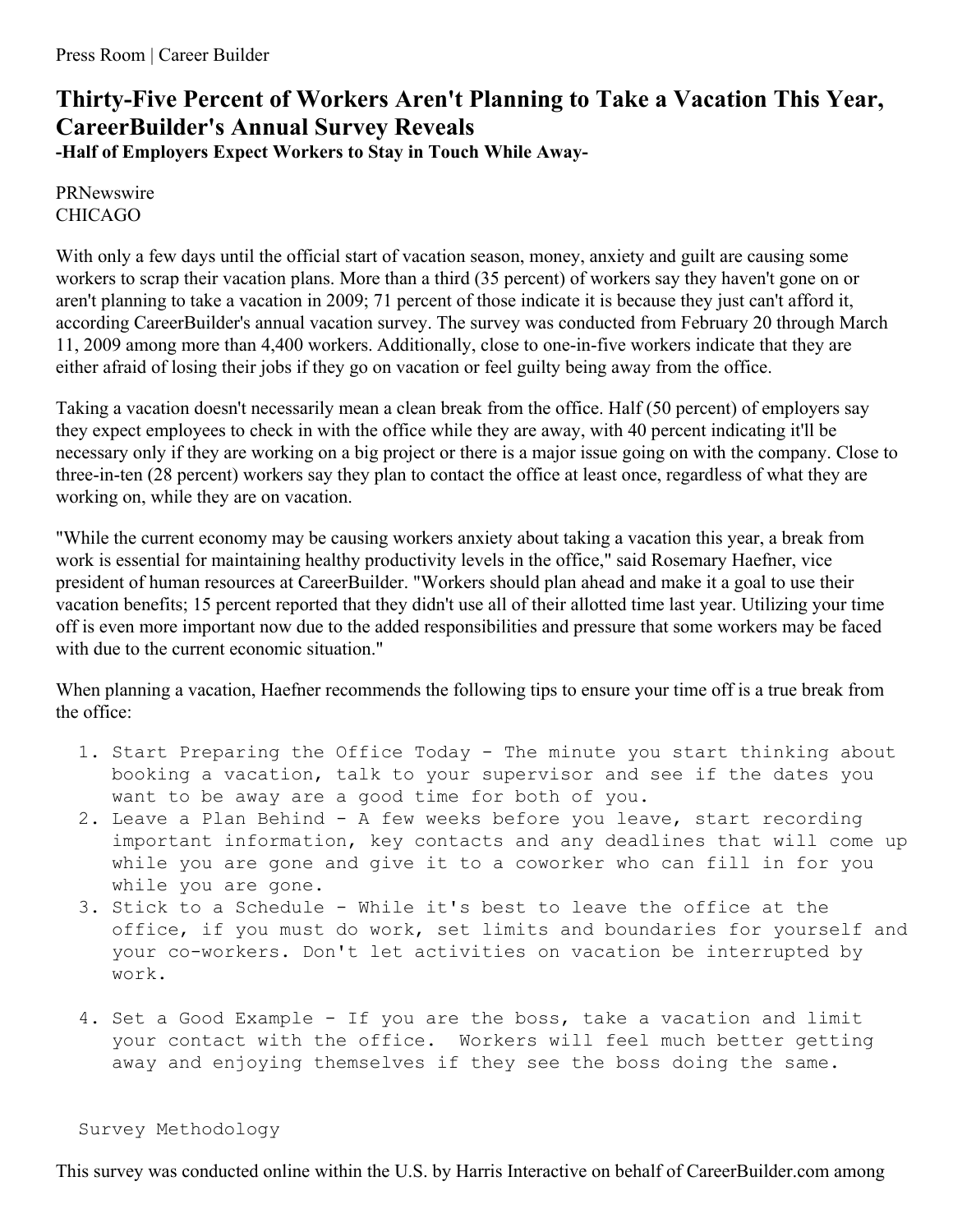Press Room | Career Builder

# Thirty-Five Percent of Workers Aren't Planning to Take a Vacation This Year, CareerBuilder's Annual Survey Reveals

**-Half of Employers Expect Workers to Stay in Touch While Away-**

PRNewswire
CHICAGO

With only a few days until the official start of vacation season, money, anxiety and guilt are causing some workers to scrap their vacation plans. More than a third (35 percent) of workers say they haven't gone on or aren't planning to take a vacation in 2009; 71 percent of those indicate it is because they just can't afford it, according CareerBuilder's annual vacation survey. The survey was conducted from February 20 through March 11, 2009 among more than 4,400 workers. Additionally, close to one-in-five workers indicate that they are either afraid of losing their jobs if they go on vacation or feel guilty being away from the office.

Taking a vacation doesn't necessarily mean a clean break from the office. Half (50 percent) of employers say they expect employees to check in with the office while they are away, with 40 percent indicating it'll be necessary only if they are working on a big project or there is a major issue going on with the company. Close to three-in-ten (28 percent) workers say they plan to contact the office at least once, regardless of what they are working on, while they are on vacation.

"While the current economy may be causing workers anxiety about taking a vacation this year, a break from work is essential for maintaining healthy productivity levels in the office," said Rosemary Haefner, vice president of human resources at CareerBuilder. "Workers should plan ahead and make it a goal to use their vacation benefits; 15 percent reported that they didn't use all of their allotted time last year. Utilizing your time off is even more important now due to the added responsibilities and pressure that some workers may be faced with due to the current economic situation."

When planning a vacation, Haefner recommends the following tips to ensure your time off is a true break from the office:

1. Start Preparing the Office Today - The minute you start thinking about booking a vacation, talk to your supervisor and see if the dates you want to be away are a good time for both of you.
2. Leave a Plan Behind - A few weeks before you leave, start recording important information, key contacts and any deadlines that will come up while you are gone and give it to a coworker who can fill in for you while you are gone.
3. Stick to a Schedule - While it's best to leave the office at the office, if you must do work, set limits and boundaries for yourself and your co-workers. Don't let activities on vacation be interrupted by work.
4. Set a Good Example - If you are the boss, take a vacation and limit your contact with the office. Workers will feel much better getting away and enjoying themselves if they see the boss doing the same.

Survey Methodology

This survey was conducted online within the U.S. by Harris Interactive on behalf of CareerBuilder.com among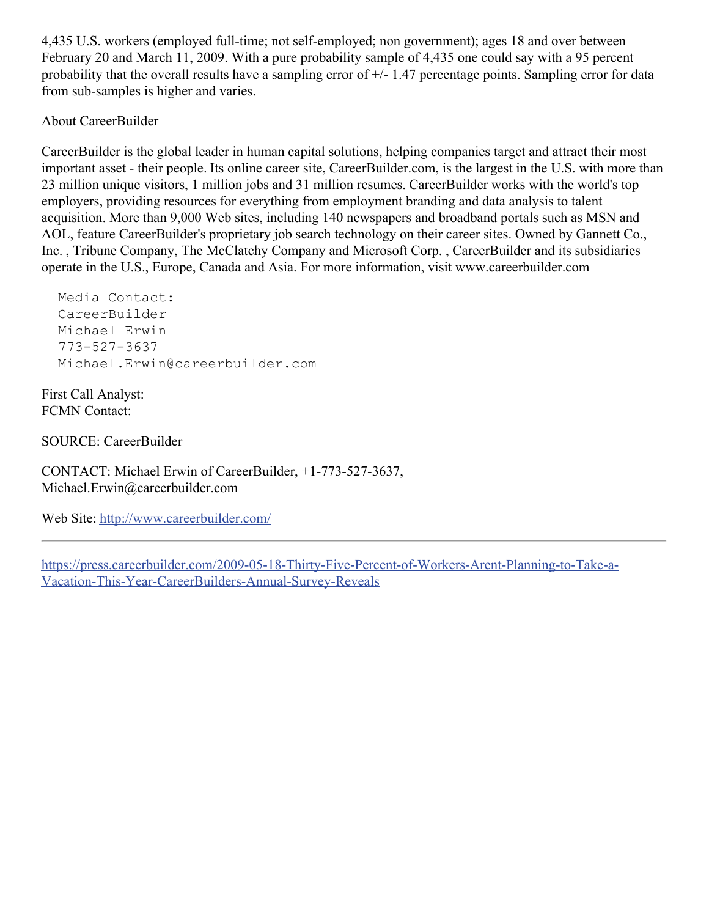4,435 U.S. workers (employed full-time; not self-employed; non government); ages 18 and over between February 20 and March 11, 2009. With a pure probability sample of 4,435 one could say with a 95 percent probability that the overall results have a sampling error of +/- 1.47 percentage points. Sampling error for data from sub-samples is higher and varies.

About CareerBuilder

CareerBuilder is the global leader in human capital solutions, helping companies target and attract their most important asset - their people. Its online career site, CareerBuilder.com, is the largest in the U.S. with more than 23 million unique visitors, 1 million jobs and 31 million resumes. CareerBuilder works with the world's top employers, providing resources for everything from employment branding and data analysis to talent acquisition. More than 9,000 Web sites, including 140 newspapers and broadband portals such as MSN and AOL, feature CareerBuilder's proprietary job search technology on their career sites. Owned by Gannett Co., Inc. , Tribune Company, The McClatchy Company and Microsoft Corp. , CareerBuilder and its subsidiaries operate in the U.S., Europe, Canada and Asia. For more information, visit www.careerbuilder.com

```
Media Contact:
CareerBuilder
Michael Erwin
773-527-3637
Michael.Erwin@careerbuilder.com
```

First Call Analyst:
FCMN Contact:

SOURCE: CareerBuilder

CONTACT: Michael Erwin of CareerBuilder, +1-773-527-3637, Michael.Erwin@careerbuilder.com

Web Site: http://www.careerbuilder.com/

---

https://press.careerbuilder.com/2009-05-18-Thirty-Five-Percent-of-Workers-Arent-Planning-to-Take-a-Vacation-This-Year-CareerBuilders-Annual-Survey-Reveals